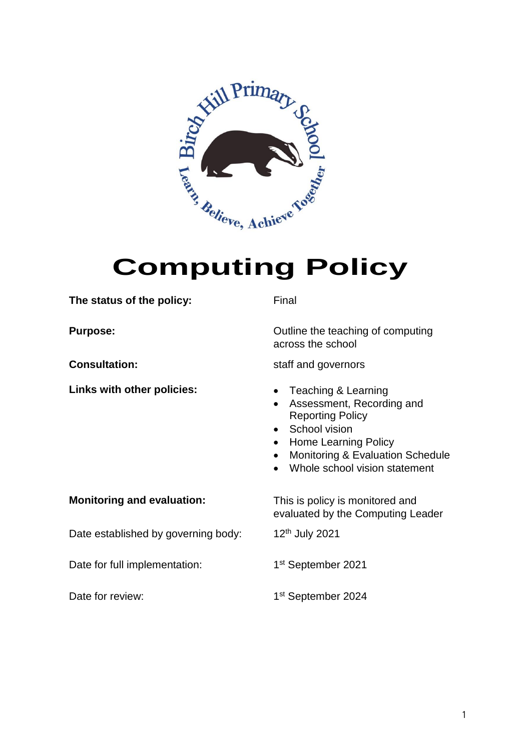# Computing Policy

| | |
|---|---|
| **The status of the policy:** | Final |
| **Purpose:** | Outline the teaching of computing across the school |
| **Consultation:** | staff and governors |
| **Links with other policies:** | • Teaching & Learning<br>• Assessment, Recording and Reporting Policy<br>• School vision<br>• Home Learning Policy<br>• Monitoring & Evaluation Schedule<br>• Whole school vision statement |
| **Monitoring and evaluation:** | This is policy is monitored and evaluated by the Computing Leader |
| Date established by governing body: | 12th July 2021 |
| Date for full implementation: | 1st September 2021 |
| Date for review: | 1st September 2024 |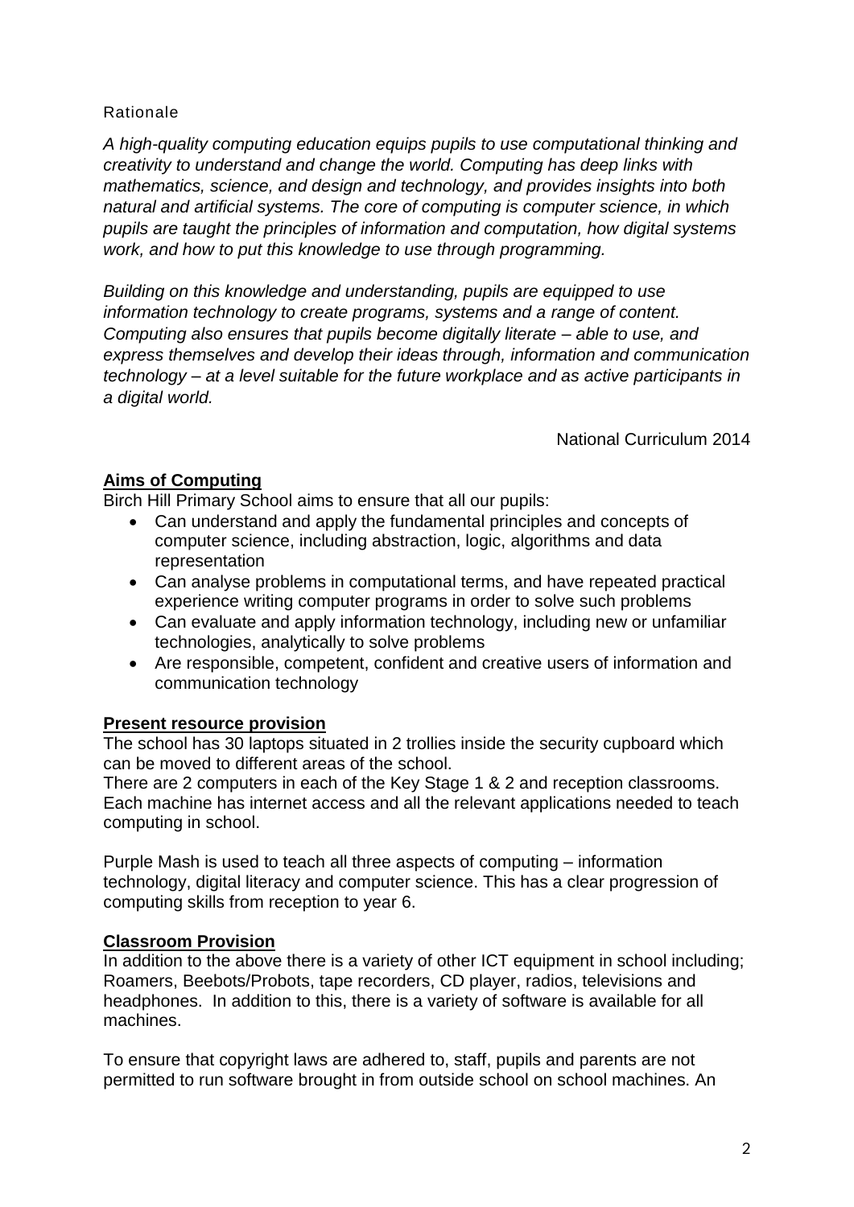Rationale

*A high-quality computing education equips pupils to use computational thinking and creativity to understand and change the world. Computing has deep links with mathematics, science, and design and technology, and provides insights into both natural and artificial systems. The core of computing is computer science, in which pupils are taught the principles of information and computation, how digital systems work, and how to put this knowledge to use through programming.*

*Building on this knowledge and understanding, pupils are equipped to use information technology to create programs, systems and a range of content. Computing also ensures that pupils become digitally literate – able to use, and express themselves and develop their ideas through, information and communication technology – at a level suitable for the future workplace and as active participants in a digital world.*

National Curriculum 2014

## Aims of Computing

Birch Hill Primary School aims to ensure that all our pupils:

- Can understand and apply the fundamental principles and concepts of computer science, including abstraction, logic, algorithms and data representation
- Can analyse problems in computational terms, and have repeated practical experience writing computer programs in order to solve such problems
- Can evaluate and apply information technology, including new or unfamiliar technologies, analytically to solve problems
- Are responsible, competent, confident and creative users of information and communication technology

## Present resource provision

The school has 30 laptops situated in 2 trollies inside the security cupboard which can be moved to different areas of the school.
There are 2 computers in each of the Key Stage 1 & 2 and reception classrooms. Each machine has internet access and all the relevant applications needed to teach computing in school.

Purple Mash is used to teach all three aspects of computing – information technology, digital literacy and computer science. This has a clear progression of computing skills from reception to year 6.

## Classroom Provision

In addition to the above there is a variety of other ICT equipment in school including; Roamers, Beebots/Probots, tape recorders, CD player, radios, televisions and headphones. In addition to this, there is a variety of software is available for all machines.

To ensure that copyright laws are adhered to, staff, pupils and parents are not permitted to run software brought in from outside school on school machines. An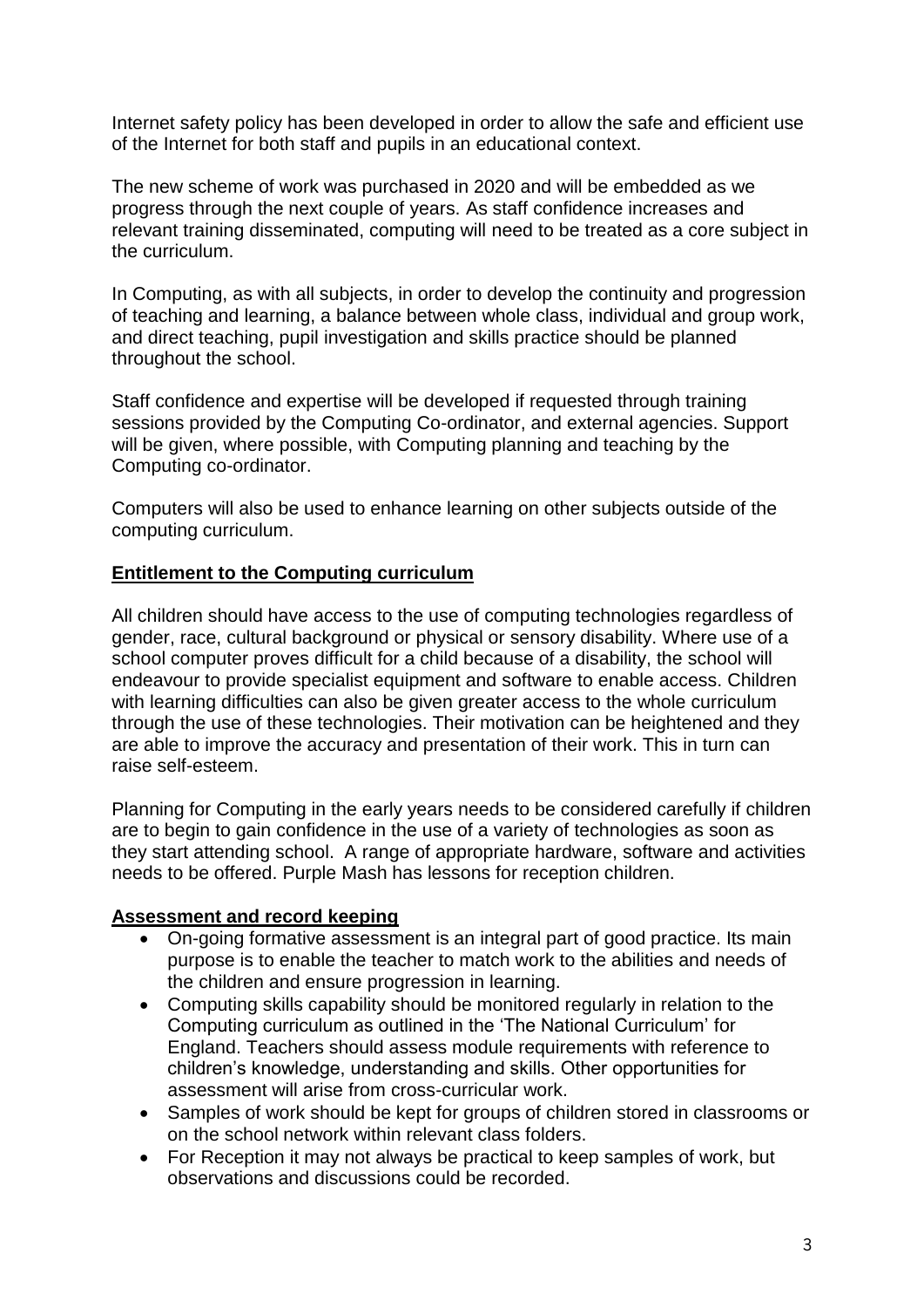Internet safety policy has been developed in order to allow the safe and efficient use of the Internet for both staff and pupils in an educational context.

The new scheme of work was purchased in 2020 and will be embedded as we progress through the next couple of years. As staff confidence increases and relevant training disseminated, computing will need to be treated as a core subject in the curriculum.

In Computing, as with all subjects, in order to develop the continuity and progression of teaching and learning, a balance between whole class, individual and group work, and direct teaching, pupil investigation and skills practice should be planned throughout the school.

Staff confidence and expertise will be developed if requested through training sessions provided by the Computing Co-ordinator, and external agencies. Support will be given, where possible, with Computing planning and teaching by the Computing co-ordinator.

Computers will also be used to enhance learning on other subjects outside of the computing curriculum.

## Entitlement to the Computing curriculum

All children should have access to the use of computing technologies regardless of gender, race, cultural background or physical or sensory disability. Where use of a school computer proves difficult for a child because of a disability, the school will endeavour to provide specialist equipment and software to enable access. Children with learning difficulties can also be given greater access to the whole curriculum through the use of these technologies. Their motivation can be heightened and they are able to improve the accuracy and presentation of their work. This in turn can raise self-esteem.

Planning for Computing in the early years needs to be considered carefully if children are to begin to gain confidence in the use of a variety of technologies as soon as they start attending school. A range of appropriate hardware, software and activities needs to be offered. Purple Mash has lessons for reception children.

## Assessment and record keeping

- On-going formative assessment is an integral part of good practice. Its main purpose is to enable the teacher to match work to the abilities and needs of the children and ensure progression in learning.
- Computing skills capability should be monitored regularly in relation to the Computing curriculum as outlined in the 'The National Curriculum' for England. Teachers should assess module requirements with reference to children's knowledge, understanding and skills. Other opportunities for assessment will arise from cross-curricular work.
- Samples of work should be kept for groups of children stored in classrooms or on the school network within relevant class folders.
- For Reception it may not always be practical to keep samples of work, but observations and discussions could be recorded.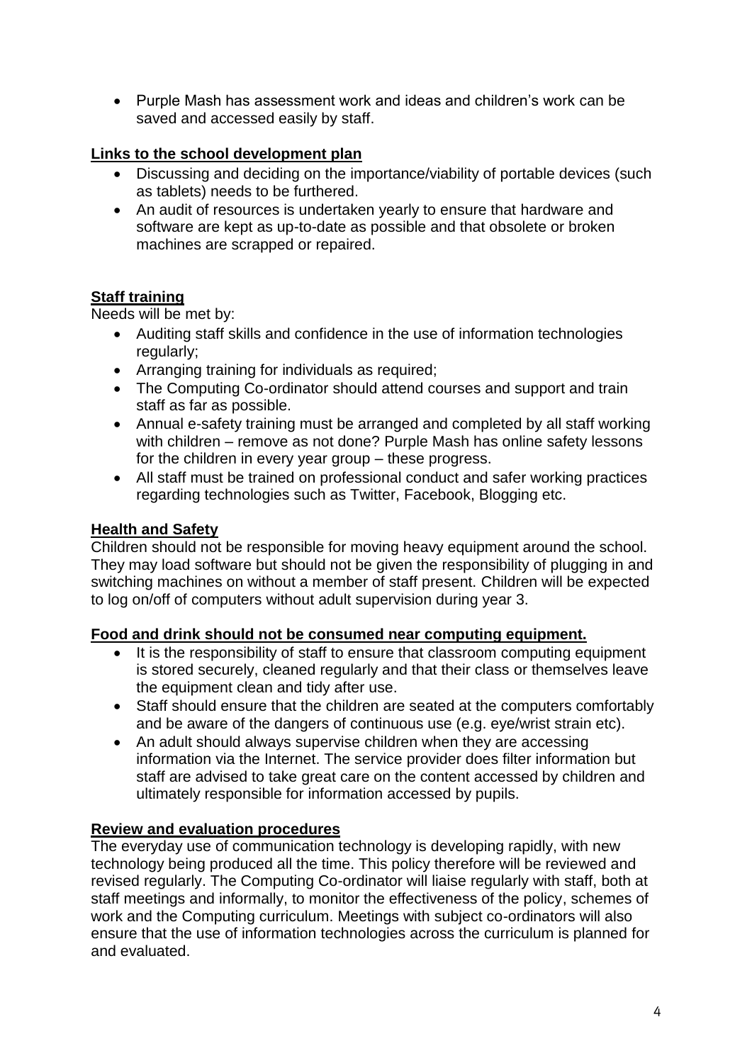- Purple Mash has assessment work and ideas and children's work can be saved and accessed easily by staff.

## Links to the school development plan

- Discussing and deciding on the importance/viability of portable devices (such as tablets) needs to be furthered.
- An audit of resources is undertaken yearly to ensure that hardware and software are kept as up-to-date as possible and that obsolete or broken machines are scrapped or repaired.

## Staff training

Needs will be met by:

- Auditing staff skills and confidence in the use of information technologies regularly;
- Arranging training for individuals as required;
- The Computing Co-ordinator should attend courses and support and train staff as far as possible.
- Annual e-safety training must be arranged and completed by all staff working with children – remove as not done? Purple Mash has online safety lessons for the children in every year group – these progress.
- All staff must be trained on professional conduct and safer working practices regarding technologies such as Twitter, Facebook, Blogging etc.

## Health and Safety

Children should not be responsible for moving heavy equipment around the school. They may load software but should not be given the responsibility of plugging in and switching machines on without a member of staff present. Children will be expected to log on/off of computers without adult supervision during year 3.

## Food and drink should not be consumed near computing equipment.

- It is the responsibility of staff to ensure that classroom computing equipment is stored securely, cleaned regularly and that their class or themselves leave the equipment clean and tidy after use.
- Staff should ensure that the children are seated at the computers comfortably and be aware of the dangers of continuous use (e.g. eye/wrist strain etc).
- An adult should always supervise children when they are accessing information via the Internet. The service provider does filter information but staff are advised to take great care on the content accessed by children and ultimately responsible for information accessed by pupils.

## Review and evaluation procedures

The everyday use of communication technology is developing rapidly, with new technology being produced all the time. This policy therefore will be reviewed and revised regularly. The Computing Co-ordinator will liaise regularly with staff, both at staff meetings and informally, to monitor the effectiveness of the policy, schemes of work and the Computing curriculum. Meetings with subject co-ordinators will also ensure that the use of information technologies across the curriculum is planned for and evaluated.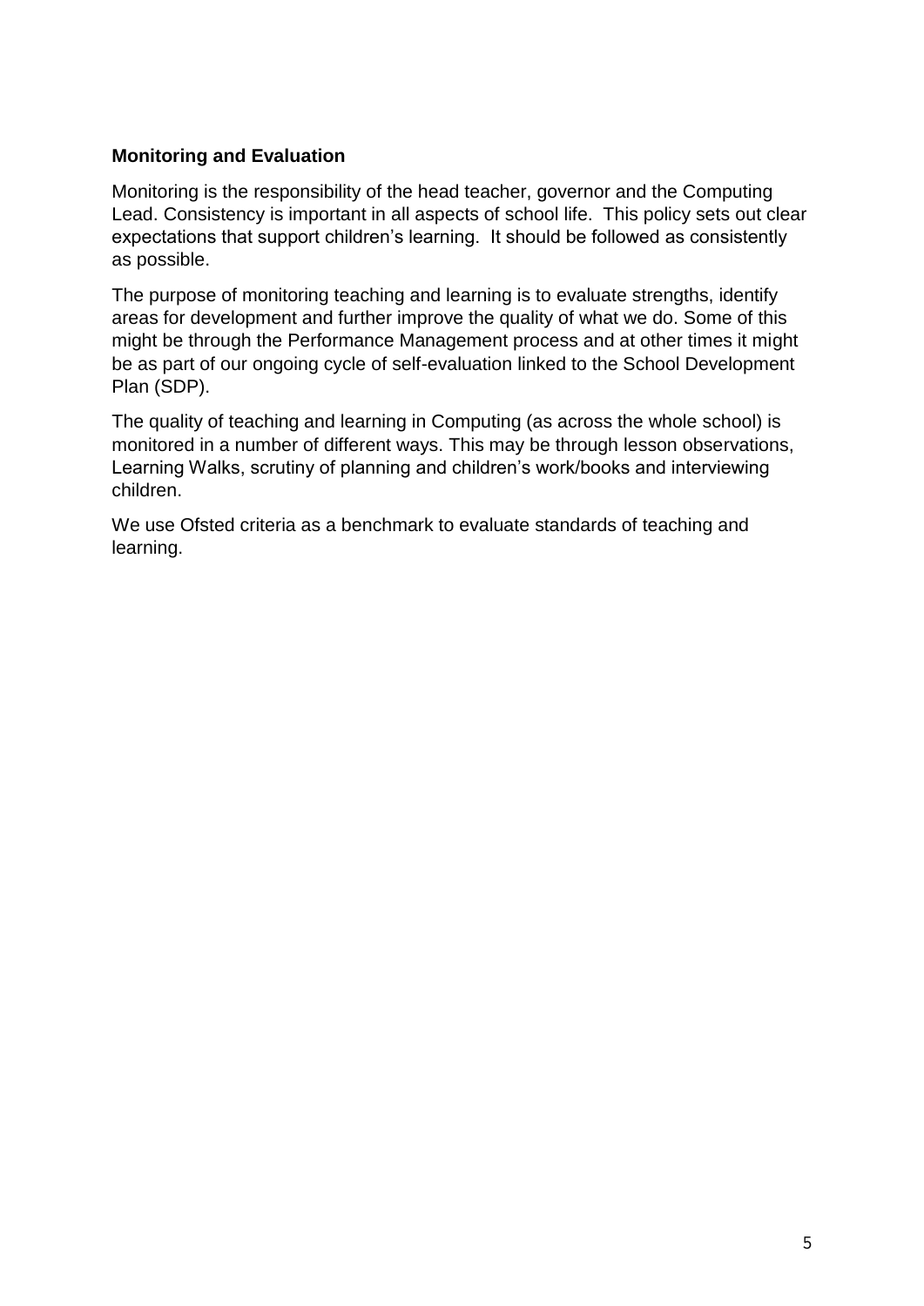**Monitoring and Evaluation**

Monitoring is the responsibility of the head teacher, governor and the Computing Lead. Consistency is important in all aspects of school life. This policy sets out clear expectations that support children's learning. It should be followed as consistently as possible.

The purpose of monitoring teaching and learning is to evaluate strengths, identify areas for development and further improve the quality of what we do. Some of this might be through the Performance Management process and at other times it might be as part of our ongoing cycle of self-evaluation linked to the School Development Plan (SDP).

The quality of teaching and learning in Computing (as across the whole school) is monitored in a number of different ways. This may be through lesson observations, Learning Walks, scrutiny of planning and children's work/books and interviewing children.

We use Ofsted criteria as a benchmark to evaluate standards of teaching and learning.